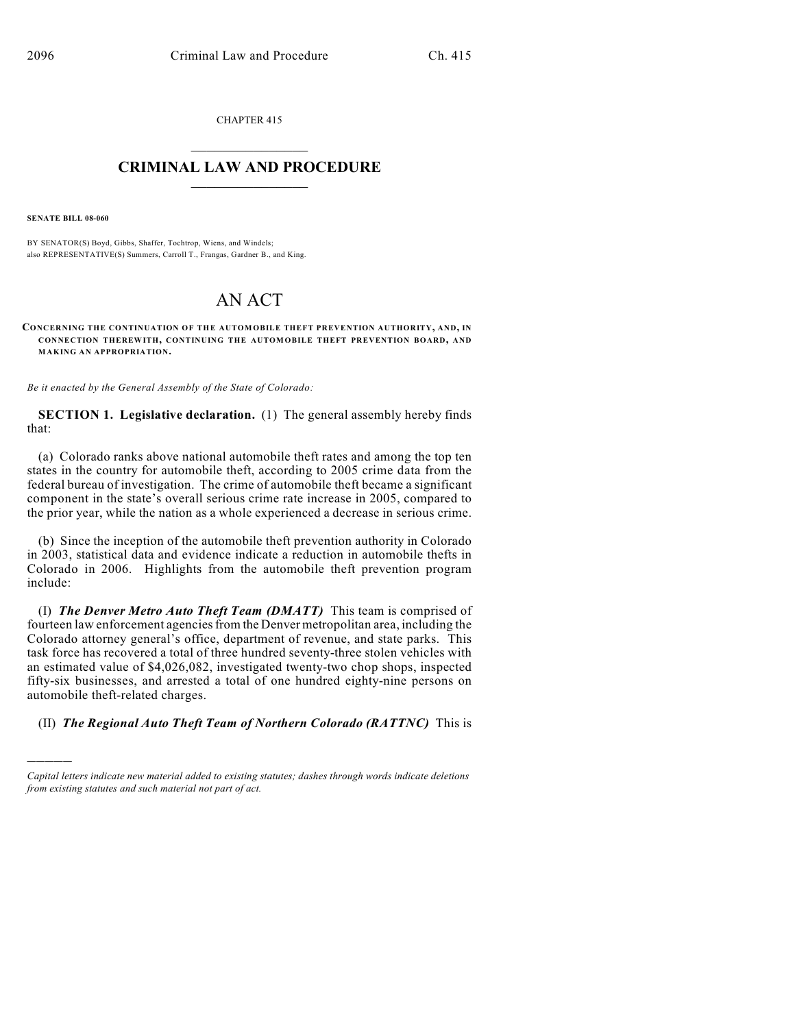CHAPTER 415

# CRIMINAL LAW AND PROCEDURE

**SENATE BILL 08-060**

BY SENATOR(S) Boyd, Gibbs, Shaffer, Tochtrop, Wiens, and Windels;
also REPRESENTATIVE(S) Summers, Carroll T., Frangas, Gardner B., and King.

# AN ACT

**CONCERNING THE CONTINUATION OF THE AUTOMOBILE THEFT PREVENTION AUTHORITY, AND, IN CONNECTION THEREWITH, CONTINUING THE AUTOMOBILE THEFT PREVENTION BOARD, AND MAKING AN APPROPRIATION.**

*Be it enacted by the General Assembly of the State of Colorado:*

**SECTION 1. Legislative declaration.** (1) The general assembly hereby finds that:

(a) Colorado ranks above national automobile theft rates and among the top ten states in the country for automobile theft, according to 2005 crime data from the federal bureau of investigation. The crime of automobile theft became a significant component in the state's overall serious crime rate increase in 2005, compared to the prior year, while the nation as a whole experienced a decrease in serious crime.

(b) Since the inception of the automobile theft prevention authority in Colorado in 2003, statistical data and evidence indicate a reduction in automobile thefts in Colorado in 2006. Highlights from the automobile theft prevention program include:

(I) ***The Denver Metro Auto Theft Team (DMATT)*** This team is comprised of fourteen law enforcement agencies from the Denver metropolitan area, including the Colorado attorney general's office, department of revenue, and state parks. This task force has recovered a total of three hundred seventy-three stolen vehicles with an estimated value of $4,026,082, investigated twenty-two chop shops, inspected fifty-six businesses, and arrested a total of one hundred eighty-nine persons on automobile theft-related charges.

(II) ***The Regional Auto Theft Team of Northern Colorado (RATTNC)*** This is

*Capital letters indicate new material added to existing statutes; dashes through words indicate deletions from existing statutes and such material not part of act.*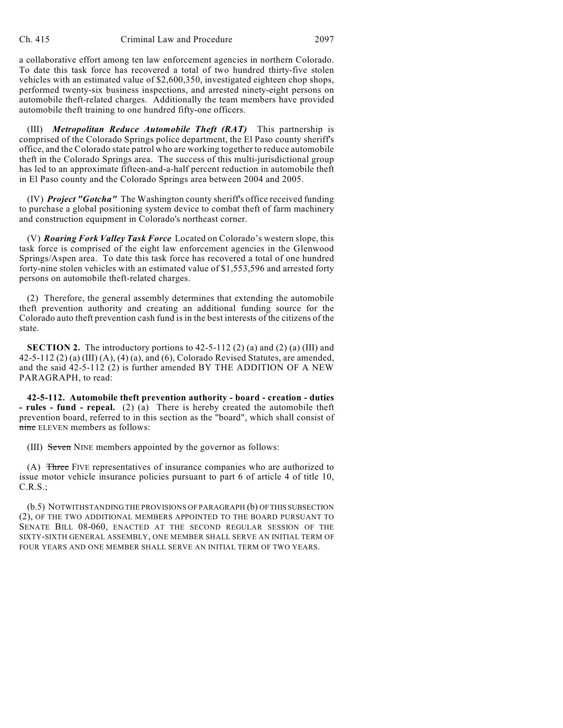a collaborative effort among ten law enforcement agencies in northern Colorado. To date this task force has recovered a total of two hundred thirty-five stolen vehicles with an estimated value of $2,600,350, investigated eighteen chop shops, performed twenty-six business inspections, and arrested ninety-eight persons on automobile theft-related charges. Additionally the team members have provided automobile theft training to one hundred fifty-one officers.

(III) ***Metropolitan Reduce Automobile Theft (RAT)*** This partnership is comprised of the Colorado Springs police department, the El Paso county sheriff's office, and the Colorado state patrol who are working together to reduce automobile theft in the Colorado Springs area. The success of this multi-jurisdictional group has led to an approximate fifteen-and-a-half percent reduction in automobile theft in El Paso county and the Colorado Springs area between 2004 and 2005.

(IV) ***Project "Gotcha"*** The Washington county sheriff's office received funding to purchase a global positioning system device to combat theft of farm machinery and construction equipment in Colorado's northeast corner.

(V) ***Roaring Fork Valley Task Force*** Located on Colorado's western slope, this task force is comprised of the eight law enforcement agencies in the Glenwood Springs/Aspen area. To date this task force has recovered a total of one hundred forty-nine stolen vehicles with an estimated value of $1,553,596 and arrested forty persons on automobile theft-related charges.

(2) Therefore, the general assembly determines that extending the automobile theft prevention authority and creating an additional funding source for the Colorado auto theft prevention cash fund is in the best interests of the citizens of the state.

**SECTION 2.** The introductory portions to 42-5-112 (2) (a) and (2) (a) (III) and 42-5-112 (2) (a) (III) (A), (4) (a), and (6), Colorado Revised Statutes, are amended, and the said 42-5-112 (2) is further amended BY THE ADDITION OF A NEW PARAGRAPH, to read:

**42-5-112. Automobile theft prevention authority - board - creation - duties - rules - fund - repeal.** (2) (a) There is hereby created the automobile theft prevention board, referred to in this section as the "board", which shall consist of ~~nine~~ ELEVEN members as follows:

(III) ~~Seven~~ NINE members appointed by the governor as follows:

(A) ~~Three~~ FIVE representatives of insurance companies who are authorized to issue motor vehicle insurance policies pursuant to part 6 of article 4 of title 10, C.R.S.;

(b.5) NOTWITHSTANDING THE PROVISIONS OF PARAGRAPH (b) OF THIS SUBSECTION (2), OF THE TWO ADDITIONAL MEMBERS APPOINTED TO THE BOARD PURSUANT TO SENATE BILL 08-060, ENACTED AT THE SECOND REGULAR SESSION OF THE SIXTY-SIXTH GENERAL ASSEMBLY, ONE MEMBER SHALL SERVE AN INITIAL TERM OF FOUR YEARS AND ONE MEMBER SHALL SERVE AN INITIAL TERM OF TWO YEARS.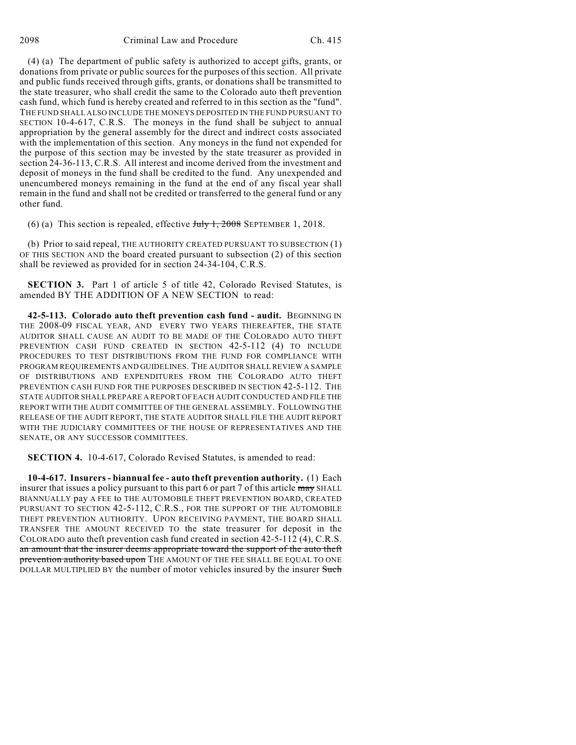(4) (a) The department of public safety is authorized to accept gifts, grants, or donations from private or public sources for the purposes of this section. All private and public funds received through gifts, grants, or donations shall be transmitted to the state treasurer, who shall credit the same to the Colorado auto theft prevention cash fund, which fund is hereby created and referred to in this section as the "fund". THE FUND SHALL ALSO INCLUDE THE MONEYS DEPOSITED IN THE FUND PURSUANT TO SECTION 10-4-617, C.R.S. The moneys in the fund shall be subject to annual appropriation by the general assembly for the direct and indirect costs associated with the implementation of this section. Any moneys in the fund not expended for the purpose of this section may be invested by the state treasurer as provided in section 24-36-113, C.R.S. All interest and income derived from the investment and deposit of moneys in the fund shall be credited to the fund. Any unexpended and unencumbered moneys remaining in the fund at the end of any fiscal year shall remain in the fund and shall not be credited or transferred to the general fund or any other fund.

(6) (a) This section is repealed, effective ~~July 1, 2008~~ SEPTEMBER 1, 2018.

(b) Prior to said repeal, THE AUTHORITY CREATED PURSUANT TO SUBSECTION (1) OF THIS SECTION AND the board created pursuant to subsection (2) of this section shall be reviewed as provided for in section 24-34-104, C.R.S.

**SECTION 3.** Part 1 of article 5 of title 42, Colorado Revised Statutes, is amended BY THE ADDITION OF A NEW SECTION to read:

**42-5-113. Colorado auto theft prevention cash fund - audit.** BEGINNING IN THE 2008-09 FISCAL YEAR, AND EVERY TWO YEARS THEREAFTER, THE STATE AUDITOR SHALL CAUSE AN AUDIT TO BE MADE OF THE COLORADO AUTO THEFT PREVENTION CASH FUND CREATED IN SECTION 42-5-112 (4) TO INCLUDE PROCEDURES TO TEST DISTRIBUTIONS FROM THE FUND FOR COMPLIANCE WITH PROGRAM REQUIREMENTS AND GUIDELINES. THE AUDITOR SHALL REVIEW A SAMPLE OF DISTRIBUTIONS AND EXPENDITURES FROM THE COLORADO AUTO THEFT PREVENTION CASH FUND FOR THE PURPOSES DESCRIBED IN SECTION 42-5-112. THE STATE AUDITOR SHALL PREPARE A REPORT OF EACH AUDIT CONDUCTED AND FILE THE REPORT WITH THE AUDIT COMMITTEE OF THE GENERAL ASSEMBLY. FOLLOWING THE RELEASE OF THE AUDIT REPORT, THE STATE AUDITOR SHALL FILE THE AUDIT REPORT WITH THE JUDICIARY COMMITTEES OF THE HOUSE OF REPRESENTATIVES AND THE SENATE, OR ANY SUCCESSOR COMMITTEES.

**SECTION 4.** 10-4-617, Colorado Revised Statutes, is amended to read:

**10-4-617. Insurers - biannual fee - auto theft prevention authority.** (1) Each insurer that issues a policy pursuant to this part 6 or part 7 of this article ~~may~~ SHALL BIANNUALLY pay A FEE to THE AUTOMOBILE THEFT PREVENTION BOARD, CREATED PURSUANT TO SECTION 42-5-112, C.R.S., FOR THE SUPPORT OF THE AUTOMOBILE THEFT PREVENTION AUTHORITY. UPON RECEIVING PAYMENT, THE BOARD SHALL TRANSFER THE AMOUNT RECEIVED TO the state treasurer for deposit in the COLORADO auto theft prevention cash fund created in section 42-5-112 (4), C.R.S. ~~an amount that the insurer deems appropriate toward the support of the auto theft prevention authority based upon~~ THE AMOUNT OF THE FEE SHALL BE EQUAL TO ONE DOLLAR MULTIPLIED BY the number of motor vehicles insured by the insurer ~~Such~~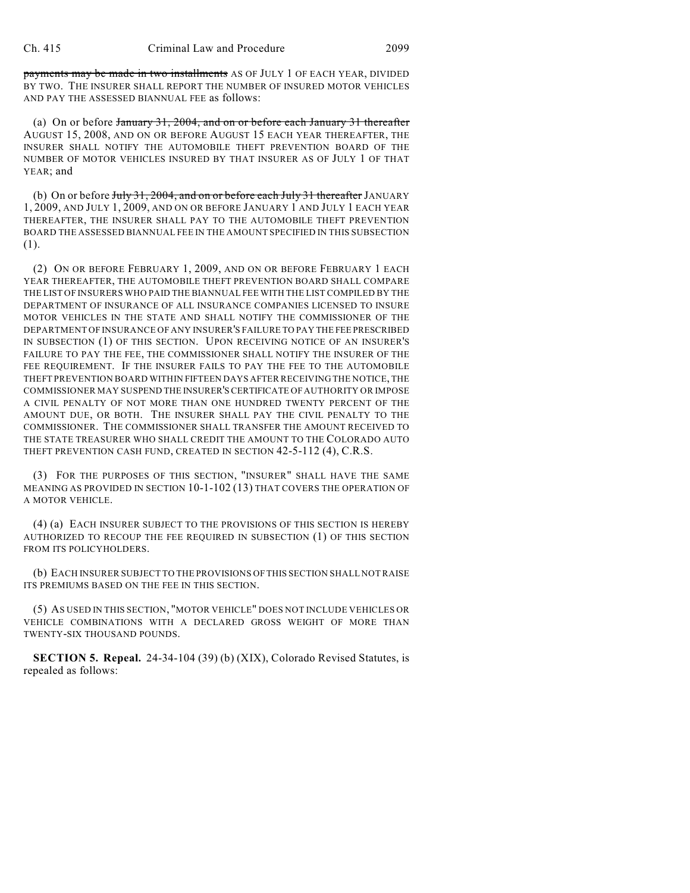~~payments may be made in two installments~~ AS OF JULY 1 OF EACH YEAR, DIVIDED BY TWO. THE INSURER SHALL REPORT THE NUMBER OF INSURED MOTOR VEHICLES AND PAY THE ASSESSED BIANNUAL FEE as follows:

(a) On or before ~~January 31, 2004, and on or before each January 31 thereafter~~ AUGUST 15, 2008, AND ON OR BEFORE AUGUST 15 EACH YEAR THEREAFTER, THE INSURER SHALL NOTIFY THE AUTOMOBILE THEFT PREVENTION BOARD OF THE NUMBER OF MOTOR VEHICLES INSURED BY THAT INSURER AS OF JULY 1 OF THAT YEAR; and

(b) On or before ~~July 31, 2004, and on or before each July 31 thereafter~~ JANUARY 1, 2009, AND JULY 1, 2009, AND ON OR BEFORE JANUARY 1 AND JULY 1 EACH YEAR THEREAFTER, THE INSURER SHALL PAY TO THE AUTOMOBILE THEFT PREVENTION BOARD THE ASSESSED BIANNUAL FEE IN THE AMOUNT SPECIFIED IN THIS SUBSECTION (1).

(2) ON OR BEFORE FEBRUARY 1, 2009, AND ON OR BEFORE FEBRUARY 1 EACH YEAR THEREAFTER, THE AUTOMOBILE THEFT PREVENTION BOARD SHALL COMPARE THE LIST OF INSURERS WHO PAID THE BIANNUAL FEE WITH THE LIST COMPILED BY THE DEPARTMENT OF INSURANCE OF ALL INSURANCE COMPANIES LICENSED TO INSURE MOTOR VEHICLES IN THE STATE AND SHALL NOTIFY THE COMMISSIONER OF THE DEPARTMENT OF INSURANCE OF ANY INSURER'S FAILURE TO PAY THE FEE PRESCRIBED IN SUBSECTION (1) OF THIS SECTION. UPON RECEIVING NOTICE OF AN INSURER'S FAILURE TO PAY THE FEE, THE COMMISSIONER SHALL NOTIFY THE INSURER OF THE FEE REQUIREMENT. IF THE INSURER FAILS TO PAY THE FEE TO THE AUTOMOBILE THEFT PREVENTION BOARD WITHIN FIFTEEN DAYS AFTER RECEIVING THE NOTICE, THE COMMISSIONER MAY SUSPEND THE INSURER'S CERTIFICATE OF AUTHORITY OR IMPOSE A CIVIL PENALTY OF NOT MORE THAN ONE HUNDRED TWENTY PERCENT OF THE AMOUNT DUE, OR BOTH. THE INSURER SHALL PAY THE CIVIL PENALTY TO THE COMMISSIONER. THE COMMISSIONER SHALL TRANSFER THE AMOUNT RECEIVED TO THE STATE TREASURER WHO SHALL CREDIT THE AMOUNT TO THE COLORADO AUTO THEFT PREVENTION CASH FUND, CREATED IN SECTION 42-5-112 (4), C.R.S.

(3) FOR THE PURPOSES OF THIS SECTION, "INSURER" SHALL HAVE THE SAME MEANING AS PROVIDED IN SECTION 10-1-102 (13) THAT COVERS THE OPERATION OF A MOTOR VEHICLE.

(4) (a) EACH INSURER SUBJECT TO THE PROVISIONS OF THIS SECTION IS HEREBY AUTHORIZED TO RECOUP THE FEE REQUIRED IN SUBSECTION (1) OF THIS SECTION FROM ITS POLICYHOLDERS.

(b) EACH INSURER SUBJECT TO THE PROVISIONS OF THIS SECTION SHALL NOT RAISE ITS PREMIUMS BASED ON THE FEE IN THIS SECTION.

(5) AS USED IN THIS SECTION, "MOTOR VEHICLE" DOES NOT INCLUDE VEHICLES OR VEHICLE COMBINATIONS WITH A DECLARED GROSS WEIGHT OF MORE THAN TWENTY-SIX THOUSAND POUNDS.

**SECTION 5. Repeal.** 24-34-104 (39) (b) (XIX), Colorado Revised Statutes, is repealed as follows: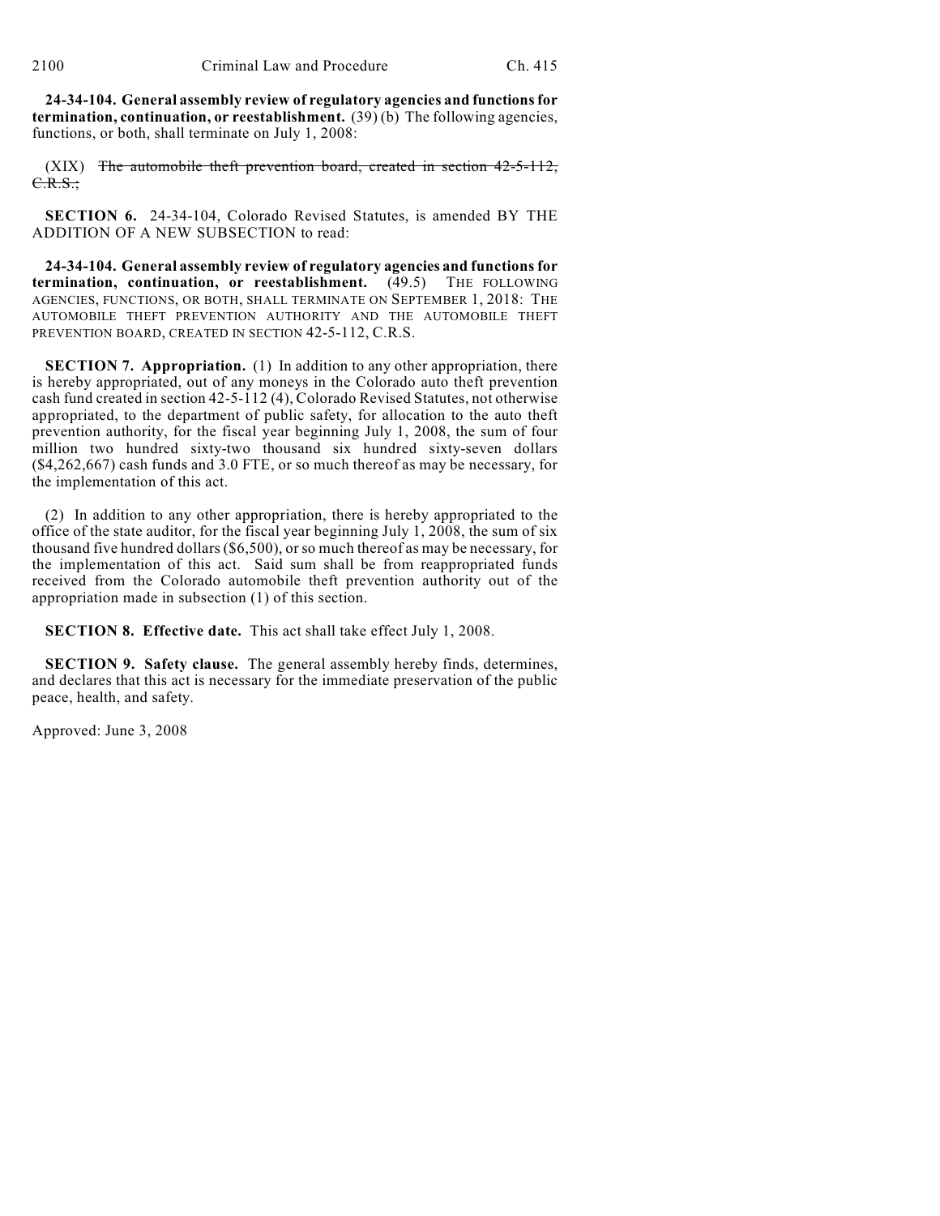**24-34-104. General assembly review of regulatory agencies and functions for termination, continuation, or reestablishment.** (39) (b) The following agencies, functions, or both, shall terminate on July 1, 2008:

(XIX) ~~The automobile theft prevention board, created in section 42-5-112, C.R.S.;~~

**SECTION 6.** 24-34-104, Colorado Revised Statutes, is amended BY THE ADDITION OF A NEW SUBSECTION to read:

**24-34-104. General assembly review of regulatory agencies and functions for termination, continuation, or reestablishment.** (49.5) THE FOLLOWING AGENCIES, FUNCTIONS, OR BOTH, SHALL TERMINATE ON SEPTEMBER 1, 2018: THE AUTOMOBILE THEFT PREVENTION AUTHORITY AND THE AUTOMOBILE THEFT PREVENTION BOARD, CREATED IN SECTION 42-5-112, C.R.S.

**SECTION 7. Appropriation.** (1) In addition to any other appropriation, there is hereby appropriated, out of any moneys in the Colorado auto theft prevention cash fund created in section 42-5-112 (4), Colorado Revised Statutes, not otherwise appropriated, to the department of public safety, for allocation to the auto theft prevention authority, for the fiscal year beginning July 1, 2008, the sum of four million two hundred sixty-two thousand six hundred sixty-seven dollars ($4,262,667) cash funds and 3.0 FTE, or so much thereof as may be necessary, for the implementation of this act.

(2) In addition to any other appropriation, there is hereby appropriated to the office of the state auditor, for the fiscal year beginning July 1, 2008, the sum of six thousand five hundred dollars ($6,500), or so much thereof as may be necessary, for the implementation of this act. Said sum shall be from reappropriated funds received from the Colorado automobile theft prevention authority out of the appropriation made in subsection (1) of this section.

**SECTION 8. Effective date.** This act shall take effect July 1, 2008.

**SECTION 9. Safety clause.** The general assembly hereby finds, determines, and declares that this act is necessary for the immediate preservation of the public peace, health, and safety.

Approved: June 3, 2008